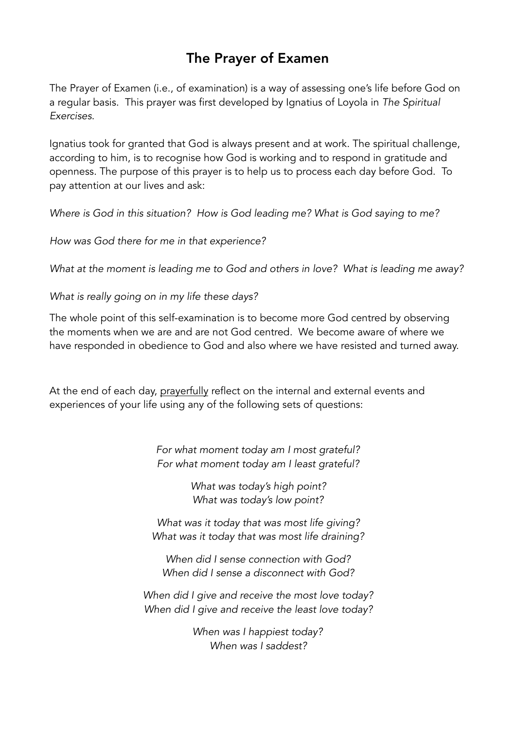# The Prayer of Examen

The Prayer of Examen (i.e., of examination) is a way of assessing one's life before God on a regular basis. This prayer was first developed by Ignatius of Loyola in *The Spiritual Exercises*.

Ignatius took for granted that God is always present and at work. The spiritual challenge, according to him, is to recognise how God is working and to respond in gratitude and openness. The purpose of this prayer is to help us to process each day before God. To pay attention at our lives and ask:

*Where is God in this situation? How is God leading me? What is God saying to me?*

*How was God there for me in that experience?*

*What at the moment is leading me to God and others in love? What is leading me away?*

*What is really going on in my life these days?*

The whole point of this self-examination is to become more God centred by observing the moments when we are and are not God centred. We become aware of where we have responded in obedience to God and also where we have resisted and turned away.

At the end of each day, <u>prayerfully</u> reflect on the internal and external events and experiences of your life using any of the following sets of questions:

*For what moment today am I most grateful?*
*For what moment today am I least grateful?*

*What was today's high point?*
*What was today's low point?*

*What was it today that was most life giving?*
*What was it today that was most life draining?*

*When did I sense connection with God?*
*When did I sense a disconnect with God?*

*When did I give and receive the most love today?*
*When did I give and receive the least love today?*

*When was I happiest today?*
*When was I saddest?*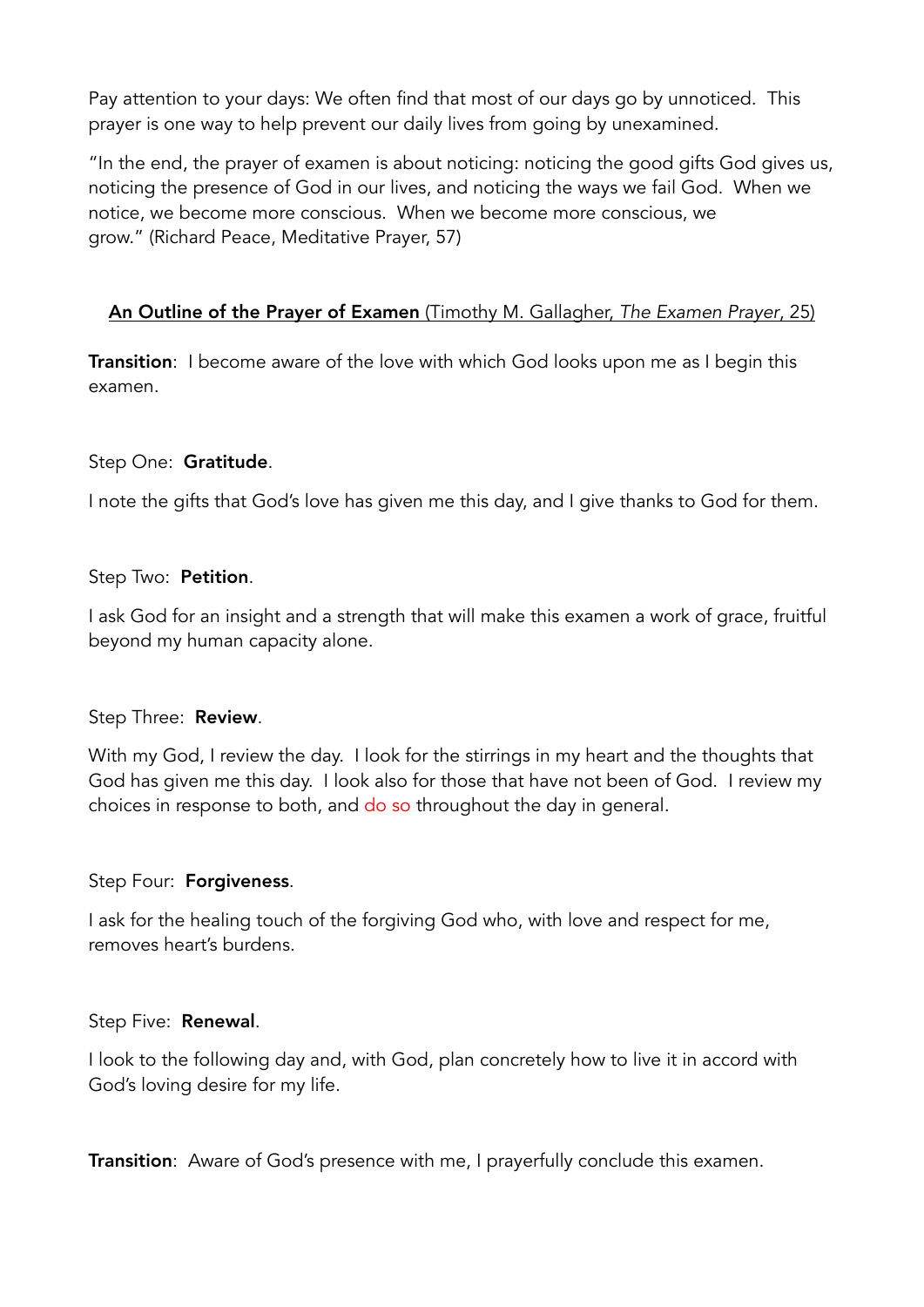Pay attention to your days: We often find that most of our days go by unnoticed. This prayer is one way to help prevent our daily lives from going by unexamined.

"In the end, the prayer of examen is about noticing: noticing the good gifts God gives us, noticing the presence of God in our lives, and noticing the ways we fail God. When we notice, we become more conscious. When we become more conscious, we grow." (Richard Peace, Meditative Prayer, 57)

## **An Outline of the Prayer of Examen** (Timothy M. Gallagher, *The Examen Prayer*, 25)

**Transition**: I become aware of the love with which God looks upon me as I begin this examen.

Step One: **Gratitude**.

I note the gifts that God's love has given me this day, and I give thanks to God for them.

Step Two: **Petition**.

I ask God for an insight and a strength that will make this examen a work of grace, fruitful beyond my human capacity alone.

Step Three: **Review**.

With my God, I review the day. I look for the stirrings in my heart and the thoughts that God has given me this day. I look also for those that have not been of God. I review my choices in response to both, and do so throughout the day in general.

Step Four: **Forgiveness**.

I ask for the healing touch of the forgiving God who, with love and respect for me, removes heart's burdens.

Step Five: **Renewal**.

I look to the following day and, with God, plan concretely how to live it in accord with God's loving desire for my life.

**Transition**: Aware of God's presence with me, I prayerfully conclude this examen.